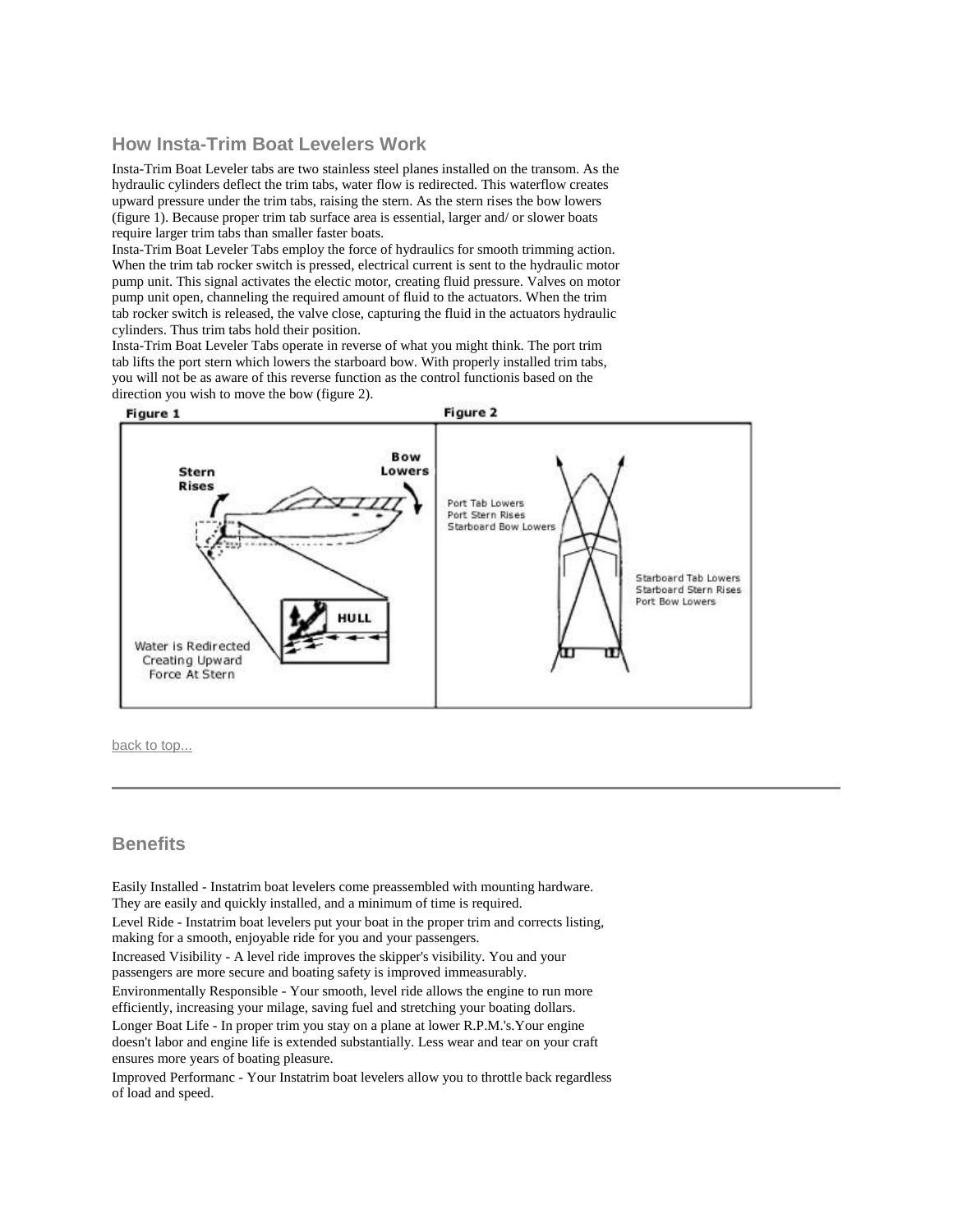## How Insta-Trim Boat Levelers Work

Insta-Trim Boat Leveler tabs are two stainless steel planes installed on the transom. As the hydraulic cylinders deflect the trim tabs, water flow is redirected. This waterflow creates upward pressure under the trim tabs, raising the stern. As the stern rises the bow lowers (figure 1). Because proper trim tab surface area is essential, larger and/ or slower boats require larger trim tabs than smaller faster boats.

Insta-Trim Boat Leveler Tabs employ the force of hydraulics for smooth trimming action. When the trim tab rocker switch is pressed, electrical current is sent to the hydraulic motor pump unit. This signal activates the electic motor, creating fluid pressure. Valves on motor pump unit open, channeling the required amount of fluid to the actuators. When the trim tab rocker switch is released, the valve close, capturing the fluid in the actuators hydraulic cylinders. Thus trim tabs hold their position.

Insta-Trim Boat Leveler Tabs operate in reverse of what you might think. The port trim tab lifts the port stern which lowers the starboard bow. With properly installed trim tabs, you will not be as aware of this reverse function as the control functionis based on the direction you wish to move the bow (figure 2).

Figure 1

Figure 2

back to top...

---

## Benefits

Easily Installed - Instatrim boat levelers come preassembled with mounting hardware. They are easily and quickly installed, and a minimum of time is required.

Level Ride - Instatrim boat levelers put your boat in the proper trim and corrects listing, making for a smooth, enjoyable ride for you and your passengers.

Increased Visibility - A level ride improves the skipper's visibility. You and your passengers are more secure and boating safety is improved immeasurably.

Environmentally Responsible - Your smooth, level ride allows the engine to run more efficiently, increasing your milage, saving fuel and stretching your boating dollars.

Longer Boat Life - In proper trim you stay on a plane at lower R.P.M.'s.Your engine doesn't labor and engine life is extended substantially. Less wear and tear on your craft ensures more years of boating pleasure.

Improved Performanc - Your Instatrim boat levelers allow you to throttle back regardless of load and speed.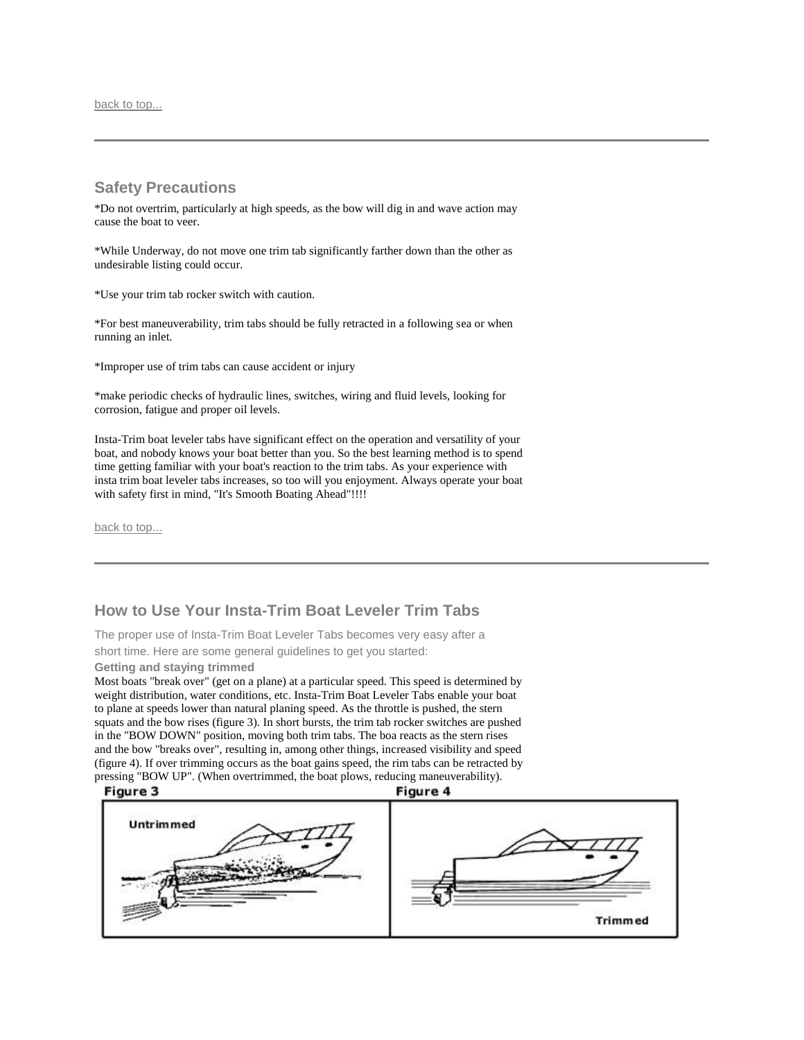back to top...

---

## Safety Precautions

*Do not overtrim, particularly at high speeds, as the bow will dig in and wave action may cause the boat to veer.

*While Underway, do not move one trim tab significantly farther down than the other as undesirable listing could occur.

*Use your trim tab rocker switch with caution.

*For best maneuverability, trim tabs should be fully retracted in a following sea or when running an inlet.

*Improper use of trim tabs can cause accident or injury

*make periodic checks of hydraulic lines, switches, wiring and fluid levels, looking for corrosion, fatigue and proper oil levels.

Insta-Trim boat leveler tabs have significant effect on the operation and versatility of your boat, and nobody knows your boat better than you. So the best learning method is to spend time getting familiar with your boat's reaction to the trim tabs. As your experience with insta trim boat leveler tabs increases, so too will you enjoyment. Always operate your boat with safety first in mind, "It's Smooth Boating Ahead"!!!!

back to top...

---

## How to Use Your Insta-Trim Boat Leveler Trim Tabs

The proper use of Insta-Trim Boat Leveler Tabs becomes very easy after a short time. Here are some general guidelines to get you started:

**Getting and staying trimmed**

Most boats "break over" (get on a plane) at a particular speed. This speed is determined by weight distribution, water conditions, etc. Insta-Trim Boat Leveler Tabs enable your boat to plane at speeds lower than natural planing speed. As the throttle is pushed, the stern squats and the bow rises (figure 3). In short bursts, the trim tab rocker switches are pushed in the "BOW DOWN" position, moving both trim tabs. The boa reacts as the stern rises and the bow "breaks over", resulting in, among other things, increased visibility and speed (figure 4). If over trimming occurs as the boat gains speed, the rim tabs can be retracted by pressing "BOW UP". (When overtrimmed, the boat plows, reducing maneuverability).

**Figure 3** — Untrimmed

**Figure 4** — Trimmed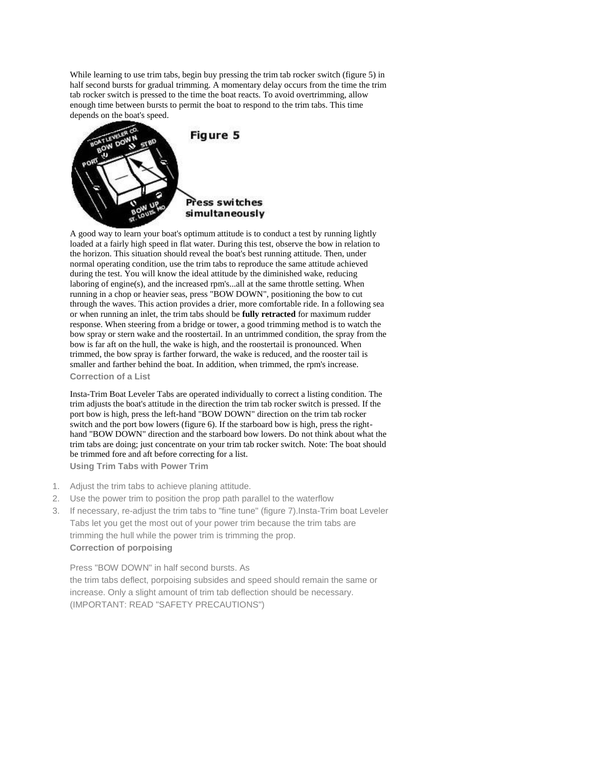While learning to use trim tabs, begin buy pressing the trim tab rocker switch (figure 5) in half second bursts for gradual trimming. A momentary delay occurs from the time the trim tab rocker switch is pressed to the time the boat reacts. To avoid overtrimming, allow enough time between bursts to permit the boat to respond to the trim tabs. This time depends on the boat's speed.

Figure 5

Press switches simultaneously

A good way to learn your boat's optimum attitude is to conduct a test by running lightly loaded at a fairly high speed in flat water. During this test, observe the bow in relation to the horizon. This situation should reveal the boat's best running attitude. Then, under normal operating condition, use the trim tabs to reproduce the same attitude achieved during the test. You will know the ideal attitude by the diminished wake, reducing laboring of engine(s), and the increased rpm's...all at the same throttle setting. When running in a chop or heavier seas, press "BOW DOWN", positioning the bow to cut through the waves. This action provides a drier, more comfortable ride. In a following sea or when running an inlet, the trim tabs should be **fully retracted** for maximum rudder response. When steering from a bridge or tower, a good trimming method is to watch the bow spray or stern wake and the roostertail. In an untrimmed condition, the spray from the bow is far aft on the hull, the wake is high, and the roostertail is pronounced. When trimmed, the bow spray is farther forward, the wake is reduced, and the rooster tail is smaller and farther behind the boat. In addition, when trimmed, the rpm's increase.

**Correction of a List**

Insta-Trim Boat Leveler Tabs are operated individually to correct a listing condition. The trim adjusts the boat's attitude in the direction the trim tab rocker switch is pressed. If the port bow is high, press the left-hand "BOW DOWN" direction on the trim tab rocker switch and the port bow lowers (figure 6). If the starboard bow is high, press the right-hand "BOW DOWN" direction and the starboard bow lowers. Do not think about what the trim tabs are doing; just concentrate on your trim tab rocker switch. Note: The boat should be trimmed fore and aft before correcting for a list.

**Using Trim Tabs with Power Trim**

1. Adjust the trim tabs to achieve planing attitude.
2. Use the power trim to position the prop path parallel to the waterflow
3. If necessary, re-adjust the trim tabs to "fine tune" (figure 7).Insta-Trim boat Leveler Tabs let you get the most out of your power trim because the trim tabs are trimming the hull while the power trim is trimming the prop.

**Correction of porpoising**

Press "BOW DOWN" in half second bursts. As the trim tabs deflect, porpoising subsides and speed should remain the same or increase. Only a slight amount of trim tab deflection should be necessary. (IMPORTANT: READ "SAFETY PRECAUTIONS")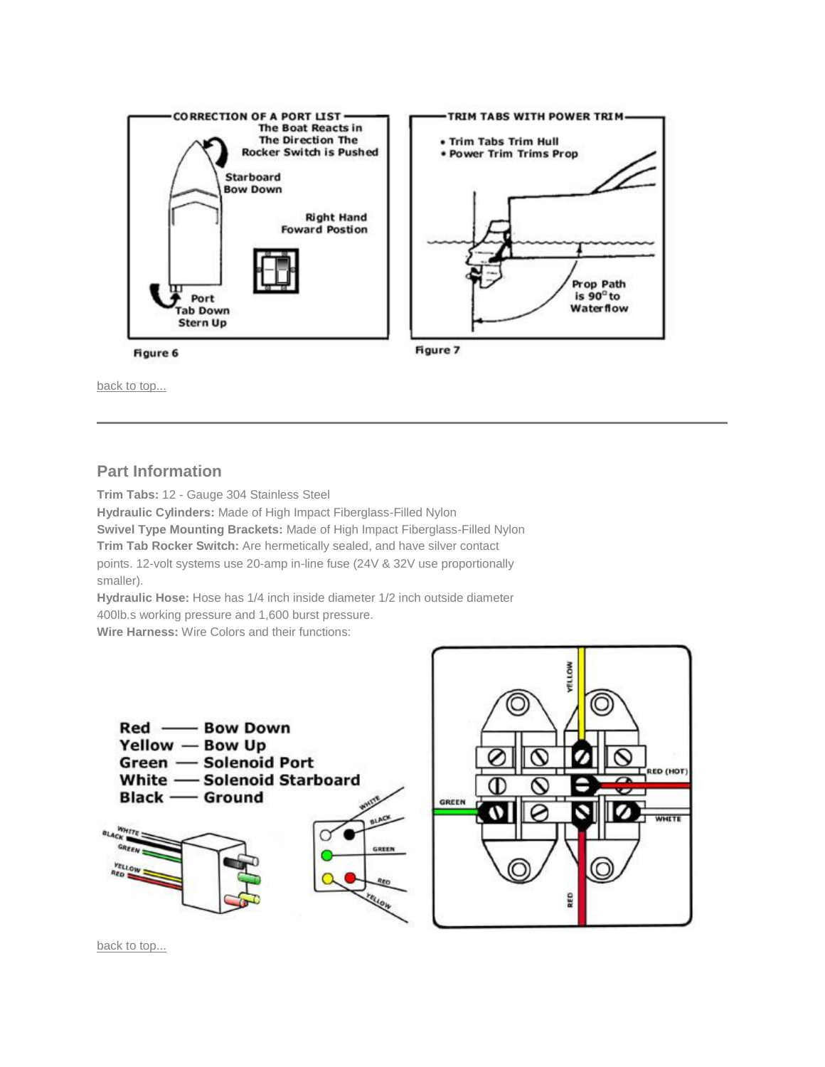CORRECTION OF A PORT LIST

The Boat Reacts in The Direction The Rocker Switch is Pushed

Starboard Bow Down

Right Hand Foward Postion

Port Tab Down Stern Up

Figure 6

TRIM TABS WITH POWER TRIM

- Trim Tabs Trim Hull
- Power Trim Trims Prop

Prop Path is 90° to Waterflow

Figure 7

back to top...

---

## Part Information

**Trim Tabs:** 12 - Gauge 304 Stainless Steel
**Hydraulic Cylinders:** Made of High Impact Fiberglass-Filled Nylon
**Swivel Type Mounting Brackets:** Made of High Impact Fiberglass-Filled Nylon
**Trim Tab Rocker Switch:** Are hermetically sealed, and have silver contact points. 12-volt systems use 20-amp in-line fuse (24V & 32V use proportionally smaller).
**Hydraulic Hose:** Hose has 1/4 inch inside diameter 1/2 inch outside diameter 400lb.s working pressure and 1,600 burst pressure.
**Wire Harness:** Wire Colors and their functions:

Red — Bow Down
Yellow — Bow Up
Green — Solenoid Port
White — Solenoid Starboard
Black — Ground

WHITE
BLACK
GREEN
YELLOW
RED

YELLOW
RED (HOT)
GREEN
WHITE
RED

back to top...